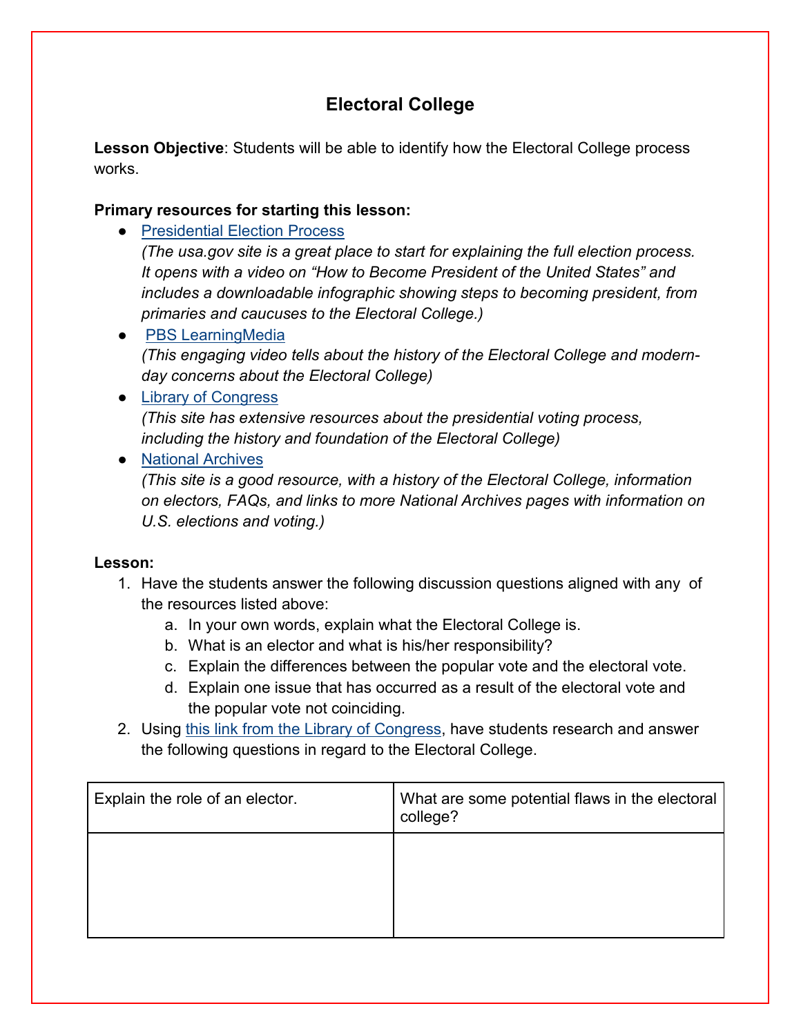# Electoral College

**Lesson Objective**: Students will be able to identify how the Electoral College process works.

**Primary resources for starting this lesson:**

- Presidential Election Process
  *(The usa.gov site is a great place to start for explaining the full election process. It opens with a video on "How to Become President of the United States" and includes a downloadable infographic showing steps to becoming president, from primaries and caucuses to the Electoral College.)*
- PBS LearningMedia
  *(This engaging video tells about the history of the Electoral College and modern-day concerns about the Electoral College)*
- Library of Congress
  *(This site has extensive resources about the presidential voting process, including the history and foundation of the Electoral College)*
- National Archives
  *(This site is a good resource, with a history of the Electoral College, information on electors, FAQs, and links to more National Archives pages with information on U.S. elections and voting.)*

**Lesson:**

1. Have the students answer the following discussion questions aligned with any of the resources listed above:
   a. In your own words, explain what the Electoral College is.
   b. What is an elector and what is his/her responsibility?
   c. Explain the differences between the popular vote and the electoral vote.
   d. Explain one issue that has occurred as a result of the electoral vote and the popular vote not coinciding.
2. Using this link from the Library of Congress, have students research and answer the following questions in regard to the Electoral College.

| Explain the role of an elector. | What are some potential flaws in the electoral college? |
|---|---|
| | |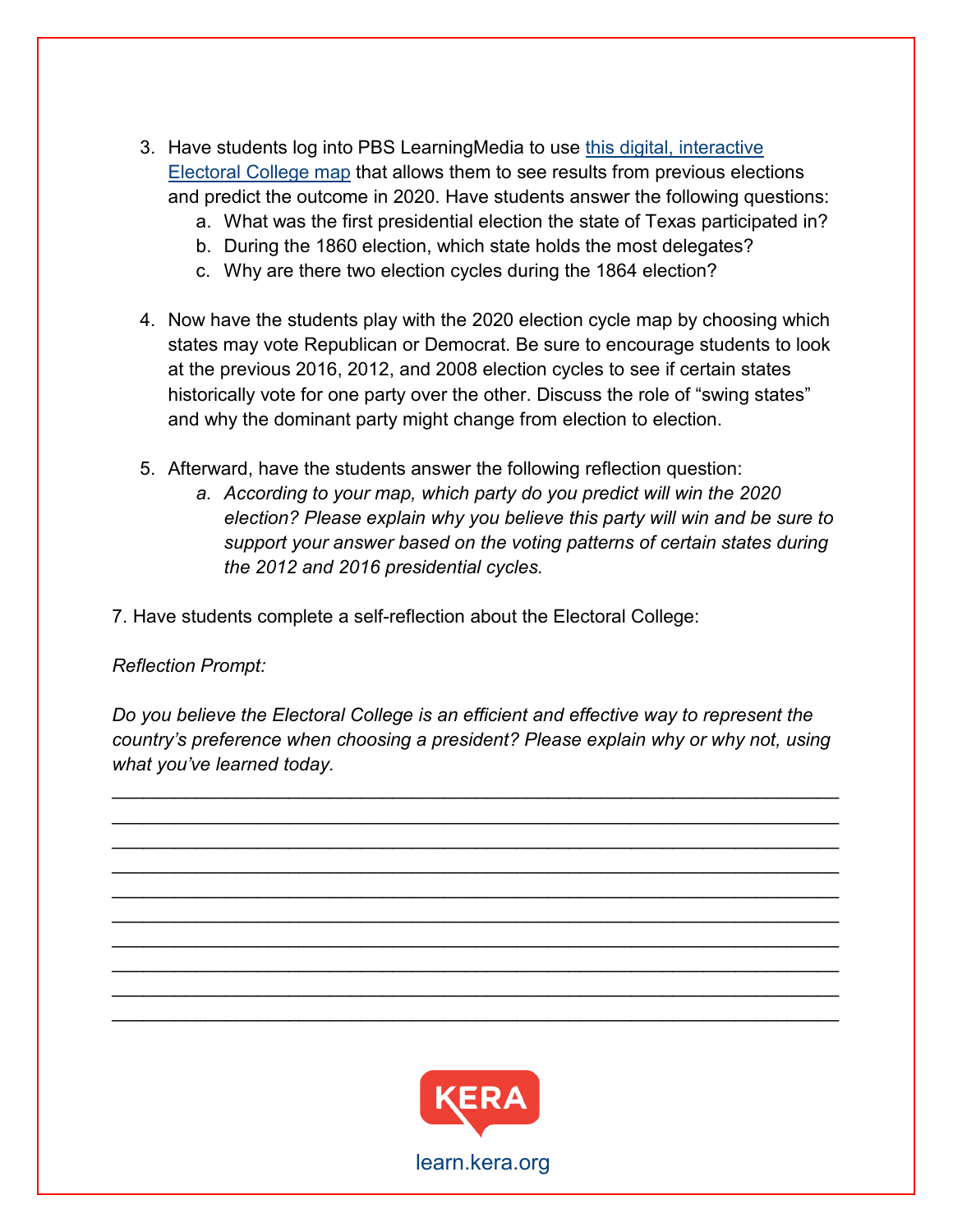3. Have students log into PBS LearningMedia to use [this digital, interactive Electoral College map]() that allows them to see results from previous elections and predict the outcome in 2020. Have students answer the following questions:
    a. What was the first presidential election the state of Texas participated in?
    b. During the 1860 election, which state holds the most delegates?
    c. Why are there two election cycles during the 1864 election?

4. Now have the students play with the 2020 election cycle map by choosing which states may vote Republican or Democrat. Be sure to encourage students to look at the previous 2016, 2012, and 2008 election cycles to see if certain states historically vote for one party over the other. Discuss the role of "swing states" and why the dominant party might change from election to election.

5. Afterward, have the students answer the following reflection question:
    a. *According to your map, which party do you predict will win the 2020 election? Please explain why you believe this party will win and be sure to support your answer based on the voting patterns of certain states during the 2012 and 2016 presidential cycles.*

7. Have students complete a self-reflection about the Electoral College:

*Reflection Prompt:*

*Do you believe the Electoral College is an efficient and effective way to represent the country's preference when choosing a president? Please explain why or why not, using what you've learned today.*

______________________________________________________________________
______________________________________________________________________
______________________________________________________________________
______________________________________________________________________
______________________________________________________________________
______________________________________________________________________
______________________________________________________________________
______________________________________________________________________
______________________________________________________________________
______________________________________________________________________

KERA

learn.kera.org